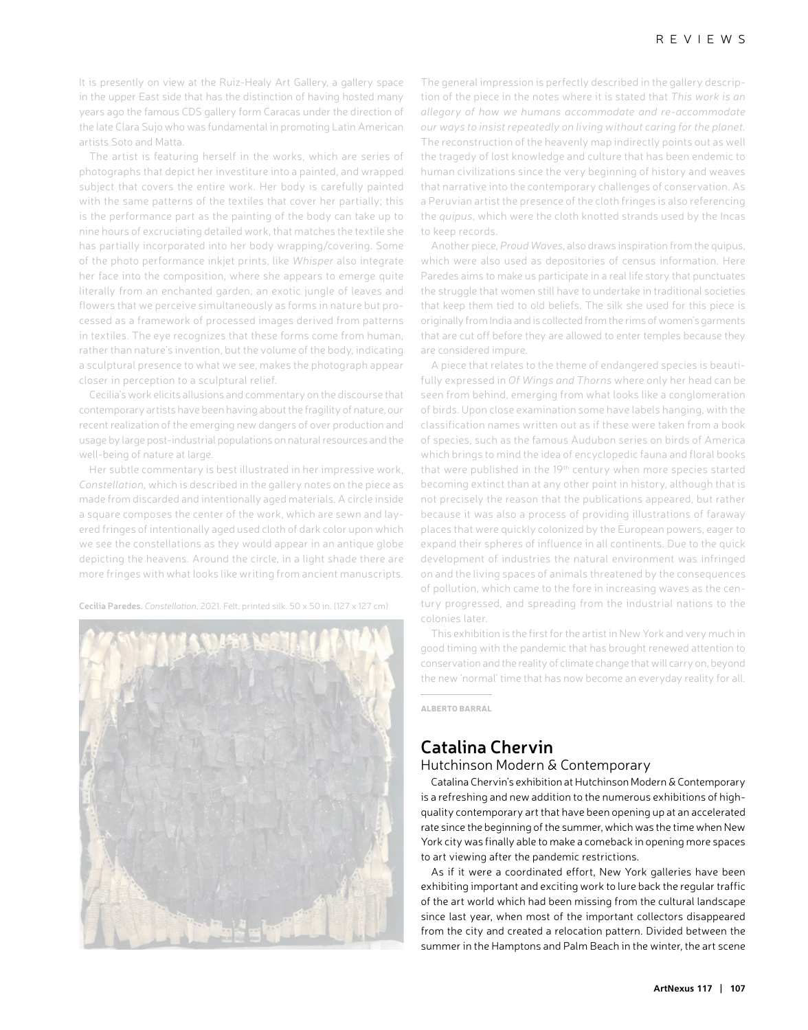It is presently on view at the Ruiz-Healy Art Gallery, a gallery space in the upper East side that has the distinction of having hosted many years ago the famous CDS gallery form Caracas under the direction of the late Clara Sujo who was fundamental in promoting Latin American artists Soto and Matta.

The artist is featuring herself in the works, which are series of photographs that depict her investiture into a painted, and wrapped subject that covers the entire work. Her body is carefully painted with the same patterns of the textiles that cover her partially; this is the performance part as the painting of the body can take up to nine hours of excruciating detailed work, that matches the textile she has partially incorporated into her body wrapping/covering. Some of the photo performance inkjet prints, like *Whisper* also integrate her face into the composition, where she appears to emerge quite literally from an enchanted garden, an exotic jungle of leaves and flowers that we perceive simultaneously as forms in nature but processed as a framework of processed images derived from patterns in textiles. The eye recognizes that these forms come from human, rather than nature's invention, but the volume of the body, indicating a sculptural presence to what we see, makes the photograph appear closer in perception to a sculptural relief.

Cecilia's work elicits allusions and commentary on the discourse that contemporary artists have been having about the fragility of nature, our recent realization of the emerging new dangers of over production and usage by large post-industrial populations on natural resources and the well-being of nature at large.

Her subtle commentary is best illustrated in her impressive work, *Constellation*, which is described in the gallery notes on the piece as made from discarded and intentionally aged materials. A circle inside a square composes the center of the work, which are sewn and layered fringes of intentionally aged used cloth of dark color upon which we see the constellations as they would appear in an antique globe depicting the heavens. Around the circle, in a light shade there are more fringes with what looks like writing from ancient manuscripts.

**Cecilia Paredes.** *Constellation*, 2021. Felt, printed silk. 50 x 50 in. (127 x 127 cm)

The general impression is perfectly described in the gallery description of the piece in the notes where it is stated that *This work is an allegory of how we humans accommodate and re-accommodate our ways to insist repeatedly on living without caring for the planet.* The reconstruction of the heavenly map indirectly points out as well the tragedy of lost knowledge and culture that has been endemic to human civilizations since the very beginning of history and weaves that narrative into the contemporary challenges of conservation. As a Peruvian artist the presence of the cloth fringes is also referencing the *quipus*, which were the cloth knotted strands used by the Incas to keep records.

Another piece, *Proud Waves*, also draws inspiration from the quipus, which were also used as depositories of census information. Here Paredes aims to make us participate in a real life story that punctuates the struggle that women still have to undertake in traditional societies that keep them tied to old beliefs. The silk she used for this piece is originally from India and is collected from the rims of women's garments that are cut off before they are allowed to enter temples because they are considered impure.

A piece that relates to the theme of endangered species is beautifully expressed in *Of Wings and Thorns* where only her head can be seen from behind, emerging from what looks like a conglomeration of birds. Upon close examination some have labels hanging, with the classification names written out as if these were taken from a book of species, such as the famous Audubon series on birds of America which brings to mind the idea of encyclopedic fauna and floral books that were published in the 19th century when more species started becoming extinct than at any other point in history, although that is not precisely the reason that the publications appeared, but rather because it was also a process of providing illustrations of faraway places that were quickly colonized by the European powers, eager to expand their spheres of influence in all continents. Due to the quick development of industries the natural environment was infringed on and the living spaces of animals threatened by the consequences of pollution, which came to the fore in increasing waves as the century progressed, and spreading from the industrial nations to the colonies later.

This exhibition is the first for the artist in New York and very much in good timing with the pandemic that has brought renewed attention to conservation and the reality of climate change that will carry on, beyond the new 'normal' time that has now become an everyday reality for all.

ALBERTO BARRAL

## Catalina Chervin

### Hutchinson Modern & Contemporary

Catalina Chervin's exhibition at Hutchinson Modern & Contemporary is a refreshing and new addition to the numerous exhibitions of high-quality contemporary art that have been opening up at an accelerated rate since the beginning of the summer, which was the time when New York city was finally able to make a comeback in opening more spaces to art viewing after the pandemic restrictions.

As if it were a coordinated effort, New York galleries have been exhibiting important and exciting work to lure back the regular traffic of the art world which had been missing from the cultural landscape since last year, when most of the important collectors disappeared from the city and created a relocation pattern. Divided between the summer in the Hamptons and Palm Beach in the winter, the art scene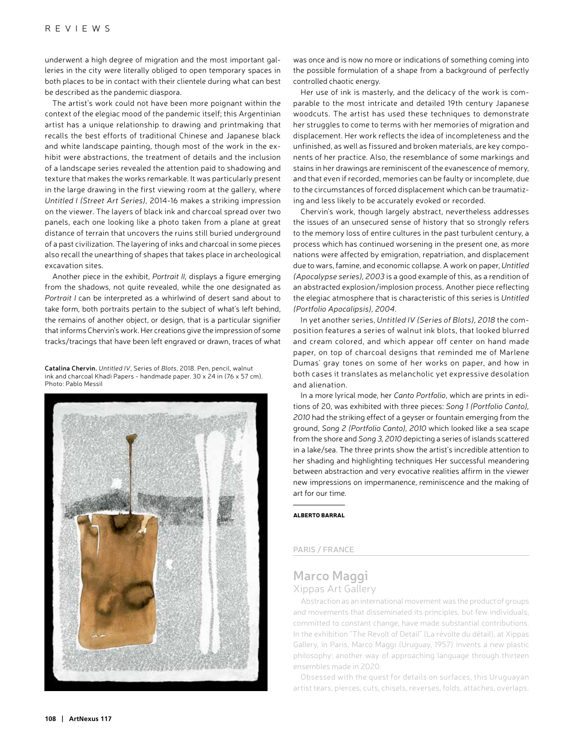underwent a high degree of migration and the most important galleries in the city were literally obliged to open temporary spaces in both places to be in contact with their clientele during what can best be described as the pandemic diaspora.

The artist's work could not have been more poignant within the context of the elegiac mood of the pandemic itself; this Argentinian artist has a unique relationship to drawing and printmaking that recalls the best efforts of traditional Chinese and Japanese black and white landscape painting, though most of the work in the exhibit were abstractions, the treatment of details and the inclusion of a landscape series revealed the attention paid to shadowing and texture that makes the works remarkable. It was particularly present in the large drawing in the first viewing room at the gallery, where *Untitled I (Street Art Series)*, 2014-16 makes a striking impression on the viewer. The layers of black ink and charcoal spread over two panels, each one looking like a photo taken from a plane at great distance of terrain that uncovers the ruins still buried underground of a past civilization. The layering of inks and charcoal in some pieces also recall the unearthing of shapes that takes place in archeological excavation sites.

Another piece in the exhibit, *Portrait II,* displays a figure emerging from the shadows, not quite revealed, while the one designated as *Portrait I* can be interpreted as a whirlwind of desert sand about to take form, both portraits pertain to the subject of what's left behind, the remains of another object, or design, that is a particular signifier that informs Chervin's work. Her creations give the impression of some tracks/tracings that have been left engraved or drawn, traces of what was once and is now no more or indications of something coming into the possible formulation of a shape from a background of perfectly controlled chaotic energy.

**Catalina Chervin.** *Untitled IV*, Series of *Blots*, 2018. Pen, pencil, walnut ink and charcoal Khadi Papers - handmade paper. 30 x 24 in (76 x 57 cm). Photo: Pablo Messil

Her use of ink is masterly, and the delicacy of the work is comparable to the most intricate and detailed 19th century Japanese woodcuts. The artist has used these techniques to demonstrate her struggles to come to terms with her memories of migration and displacement. Her work reflects the idea of incompleteness and the unfinished, as well as fissured and broken materials, are key components of her practice. Also, the resemblance of some markings and stains in her drawings are reminiscent of the evanescence of memory, and that even if recorded, memories can be faulty or incomplete, due to the circumstances of forced displacement which can be traumatizing and less likely to be accurately evoked or recorded.

Chervin's work, though largely abstract, nevertheless addresses the issues of an unsecured sense of history that so strongly refers to the memory loss of entire cultures in the past turbulent century, a process which has continued worsening in the present one, as more nations were affected by emigration, repatriation, and displacement due to wars, famine, and economic collapse. A work on paper, *Untitled (Apocalypse series), 2003* is a good example of this, as a rendition of an abstracted explosion/implosion process. Another piece reflecting the elegiac atmosphere that is characteristic of this series is *Untitled (Portfolio Apocalipsis), 2004*.

In yet another series, *Untitled IV (Series of Blots), 2018* the composition features a series of walnut ink blots, that looked blurred and cream colored, and which appear off center on hand made paper, on top of charcoal designs that reminded me of Marlene Dumas' gray tones on some of her works on paper, and how in both cases it translates as melancholic yet expressive desolation and alienation.

In a more lyrical mode, her *Canto Portfolio*, which are prints in editions of 20, was exhibited with three pieces: *Song 1 (Portfolio Canto), 2010* had the striking effect of a geyser or fountain emerging from the ground, *Song 2 (Portfolio Canto), 2010* which looked like a sea scape from the shore and *Song 3, 2010* depicting a series of islands scattered in a lake/sea. The three prints show the artist's incredible attention to her shading and highlighting techniques Her successful meandering between abstraction and very evocative realities affirm in the viewer new impressions on impermanence, reminiscence and the making of art for our time.

**ALBERTO BARRAL**

PARIS / FRANCE

## Marco Maggi

### Xippas Art Gallery

Abstraction as an international movement was the product of groups and movements that disseminated its principles, but few individuals, committed to constant change, have made substantial contributions. In the exhibition "The Revolt of Detail" (La révolte du détail), at Xippas Gallery, in Paris, Marco Maggi (Uruguay, 1957) invents a new plastic philosophy: another way of approaching language through thirteen ensembles made in 2020.

Obsessed with the quest for details on surfaces, this Uruguayan artist tears, pierces, cuts, chisels, reverses, folds, attaches, overlaps.